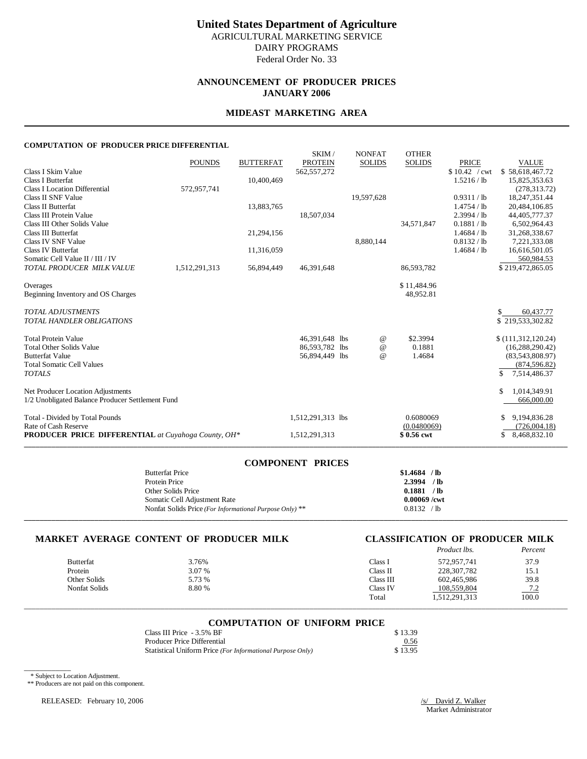# United States Department of Agriculture

AGRICULTURAL MARKETING SERVICE
DAIRY PROGRAMS
Federal Order No. 33

## ANNOUNCEMENT OF PRODUCER PRICES
## JANUARY 2006

## MIDEAST MARKETING AREA

### COMPUTATION OF PRODUCER PRICE DIFFERENTIAL

| | POUNDS | BUTTERFAT | SKIM / PROTEIN | NONFAT SOLIDS | OTHER SOLIDS | PRICE | VALUE |
|---|---|---|---|---|---|---|---|
| Class I Skim Value | | | 562,557,272 | | | $ 10.42 / cwt | $ 58,618,467.72 |
| Class I Butterfat | | 10,400,469 | | | | 1.5216 / lb | 15,825,353.63 |
| Class I Location Differential | 572,957,741 | | | | | | (278,313.72) |
| Class II SNF Value | | | | 19,597,628 | | 0.9311 / lb | 18,247,351.44 |
| Class II Butterfat | | 13,883,765 | | | | 1.4754 / lb | 20,484,106.85 |
| Class III Protein Value | | | 18,507,034 | | | 2.3994 / lb | 44,405,777.37 |
| Class III Other Solids Value | | | | | 34,571,847 | 0.1881 / lb | 6,502,964.43 |
| Class III Butterfat | | 21,294,156 | | | | 1.4684 / lb | 31,268,338.67 |
| Class IV SNF Value | | | | 8,880,144 | | 0.8132 / lb | 7,221,333.08 |
| Class IV Butterfat | | 11,316,059 | | | | 1.4684 / lb | 16,616,501.05 |
| Somatic Cell Value II / III / IV | | | | | | | 560,984.53 |
| *TOTAL PRODUCER MILK VALUE* | 1,512,291,313 | 56,894,449 | 46,391,648 | | 86,593,782 | | $ 219,472,865.05 |
| Overages | | | | | $ 11,484.96 | | |
| Beginning Inventory and OS Charges | | | | | 48,952.81 | | |
| *TOTAL ADJUSTMENTS* | | | | | | | $ 60,437.77 |
| *TOTAL HANDLER OBLIGATIONS* | | | | | | | $ 219,533,302.82 |
| Total Protein Value | | | 46,391,648 lbs | @ | $2.3994 | | $ (111,312,120.24) |
| Total Other Solids Value | | | 86,593,782 lbs | @ | 0.1881 | | (16,288,290.42) |
| Butterfat Value | | | 56,894,449 lbs | @ | 1.4684 | | (83,543,808.97) |
| Total Somatic Cell Values | | | | | | | (874,596.82) |
| *TOTALS* | | | | | | | $ 7,514,486.37 |
| Net Producer Location Adjustments | | | | | | | $ 1,014,349.91 |
| 1/2 Unobligated Balance Producer Settlement Fund | | | | | | | 666,000.00 |
| Total - Divided by Total Pounds | | | 1,512,291,313 lbs | | 0.6080069 | | $ 9,194,836.28 |
| Rate of Cash Reserve | | | | | (0.0480069) | | (726,004.18) |
| **PRODUCER PRICE DIFFERENTIAL** *at Cuyahoga County, OH\** | | | 1,512,291,313 | | **$ 0.56 cwt** | | $ 8,468,832.10 |

### COMPONENT PRICES

| | |
|---|---|
| Butterfat Price | **$1.4684 / lb** |
| Protein Price | **2.3994 / lb** |
| Other Solids Price | **0.1881 / lb** |
| Somatic Cell Adjustment Rate | **0.00069 /cwt** |
| Nonfat Solids Price *(For Informational Purpose Only)* ** | 0.8132 / lb |

### MARKET AVERAGE CONTENT OF PRODUCER MILK

| | |
|---|---|
| Butterfat | 3.76% |
| Protein | 3.07 % |
| Other Solids | 5.73 % |
| Nonfat Solids | 8.80 % |

### CLASSIFICATION OF PRODUCER MILK

| | *Product lbs.* | *Percent* |
|---|---|---|
| Class I | 572,957,741 | 37.9 |
| Class II | 228,307,782 | 15.1 |
| Class III | 602,465,986 | 39.8 |
| Class IV | 108,559,804 | 7.2 |
| Total | 1,512,291,313 | 100.0 |

### COMPUTATION OF UNIFORM PRICE

| | |
|---|---|
| Class III Price - 3.5% BF | $ 13.39 |
| Producer Price Differential | 0.56 |
| Statistical Uniform Price *(For Informational Purpose Only)* | $ 13.95 |

\* Subject to Location Adjustment.
\** Producers are not paid on this component.

RELEASED: February 10, 2006

/s/ David Z. Walker
Market Administrator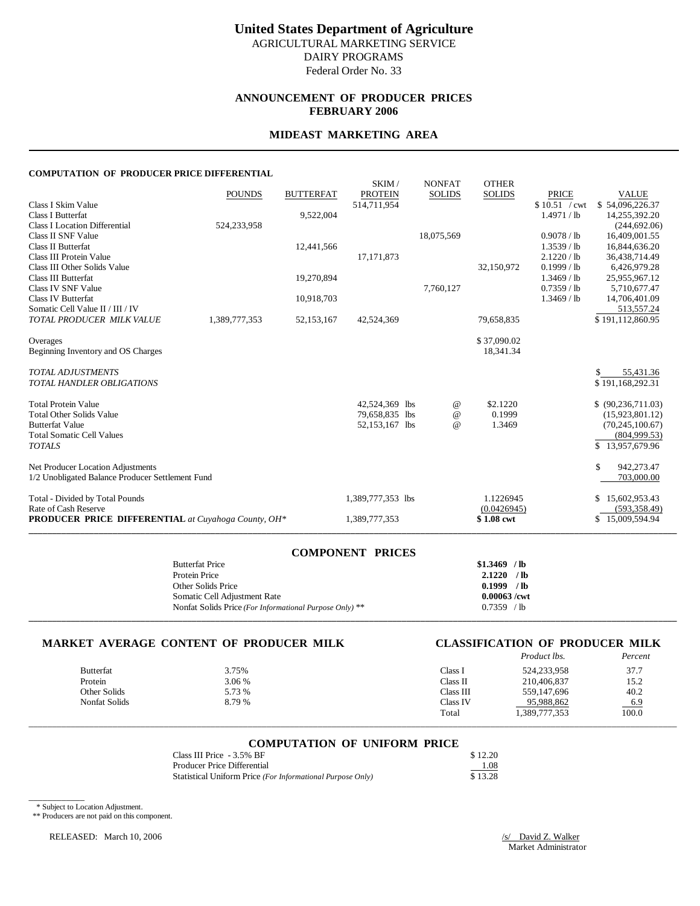# United States Department of Agriculture

AGRICULTURAL MARKETING SERVICE
DAIRY PROGRAMS
Federal Order No. 33

## ANNOUNCEMENT OF PRODUCER PRICES
## FEBRUARY 2006

## MIDEAST MARKETING AREA

### COMPUTATION OF PRODUCER PRICE DIFFERENTIAL

| | POUNDS | BUTTERFAT | SKIM / PROTEIN | NONFAT SOLIDS | OTHER SOLIDS | PRICE | VALUE |
|---|---|---|---|---|---|---|---|
| Class I Skim Value | | | 514,711,954 | | | $ 10.51 / cwt | $ 54,096,226.37 |
| Class I Butterfat | | 9,522,004 | | | | 1.4971 / lb | 14,255,392.20 |
| Class I Location Differential | 524,233,958 | | | | | | (244,692.06) |
| Class II SNF Value | | | | 18,075,569 | | 0.9078 / lb | 16,409,001.55 |
| Class II Butterfat | | 12,441,566 | | | | 1.3539 / lb | 16,844,636.20 |
| Class III Protein Value | | | 17,171,873 | | | 2.1220 / lb | 36,438,714.49 |
| Class III Other Solids Value | | | | | 32,150,972 | 0.1999 / lb | 6,426,979.28 |
| Class III Butterfat | | 19,270,894 | | | | 1.3469 / lb | 25,955,967.12 |
| Class IV SNF Value | | | | 7,760,127 | | 0.7359 / lb | 5,710,677.47 |
| Class IV Butterfat | | 10,918,703 | | | | 1.3469 / lb | 14,706,401.09 |
| Somatic Cell Value II / III / IV | | | | | | | 513,557.24 |
| *TOTAL PRODUCER MILK VALUE* | 1,389,777,353 | 52,153,167 | 42,524,369 | | 79,658,835 | | $ 191,112,860.95 |
| Overages | | | | | $ 37,090.02 | | |
| Beginning Inventory and OS Charges | | | | | 18,341.34 | | |
| *TOTAL ADJUSTMENTS* | | | | | | | $ 55,431.36 |
| *TOTAL HANDLER OBLIGATIONS* | | | | | | | $ 191,168,292.31 |
| Total Protein Value | | | 42,524,369 lbs | @ | $2.1220 | | $ (90,236,711.03) |
| Total Other Solids Value | | | 79,658,835 lbs | @ | 0.1999 | | (15,923,801.12) |
| Butterfat Value | | | 52,153,167 lbs | @ | 1.3469 | | (70,245,100.67) |
| Total Somatic Cell Values | | | | | | | (804,999.53) |
| *TOTALS* | | | | | | | $ 13,957,679.96 |
| Net Producer Location Adjustments | | | | | | | $ 942,273.47 |
| 1/2 Unobligated Balance Producer Settlement Fund | | | | | | | 703,000.00 |
| Total - Divided by Total Pounds | | | 1,389,777,353 lbs | | 1.1226945 | | $ 15,602,953.43 |
| Rate of Cash Reserve | | | | | (0.0426945) | | (593,358.49) |
| **PRODUCER PRICE DIFFERENTIAL** *at Cuyahoga County, OH\** | | | 1,389,777,353 | | **$ 1.08 cwt** | | $ 15,009,594.94 |

### COMPONENT PRICES

| | |
|---|---|
| Butterfat Price | **$1.3469 / lb** |
| Protein Price | **2.1220 / lb** |
| Other Solids Price | **0.1999 / lb** |
| Somatic Cell Adjustment Rate | **0.00063 /cwt** |
| Nonfat Solids Price *(For Informational Purpose Only)* ** | 0.7359 / lb |

### MARKET AVERAGE CONTENT OF PRODUCER MILK

| | |
|---|---|
| Butterfat | 3.75% |
| Protein | 3.06 % |
| Other Solids | 5.73 % |
| Nonfat Solids | 8.79 % |

### CLASSIFICATION OF PRODUCER MILK

| | *Product lbs.* | *Percent* |
|---|---|---|
| Class I | 524,233,958 | 37.7 |
| Class II | 210,406,837 | 15.2 |
| Class III | 559,147,696 | 40.2 |
| Class IV | 95,988,862 | 6.9 |
| Total | 1,389,777,353 | 100.0 |

### COMPUTATION OF UNIFORM PRICE

| | |
|---|---|
| Class III Price - 3.5% BF | $ 12.20 |
| Producer Price Differential | 1.08 |
| Statistical Uniform Price *(For Informational Purpose Only)* | $ 13.28 |

\* Subject to Location Adjustment.
** Producers are not paid on this component.

RELEASED: March 10, 2006

/s/ David Z. Walker
Market Administrator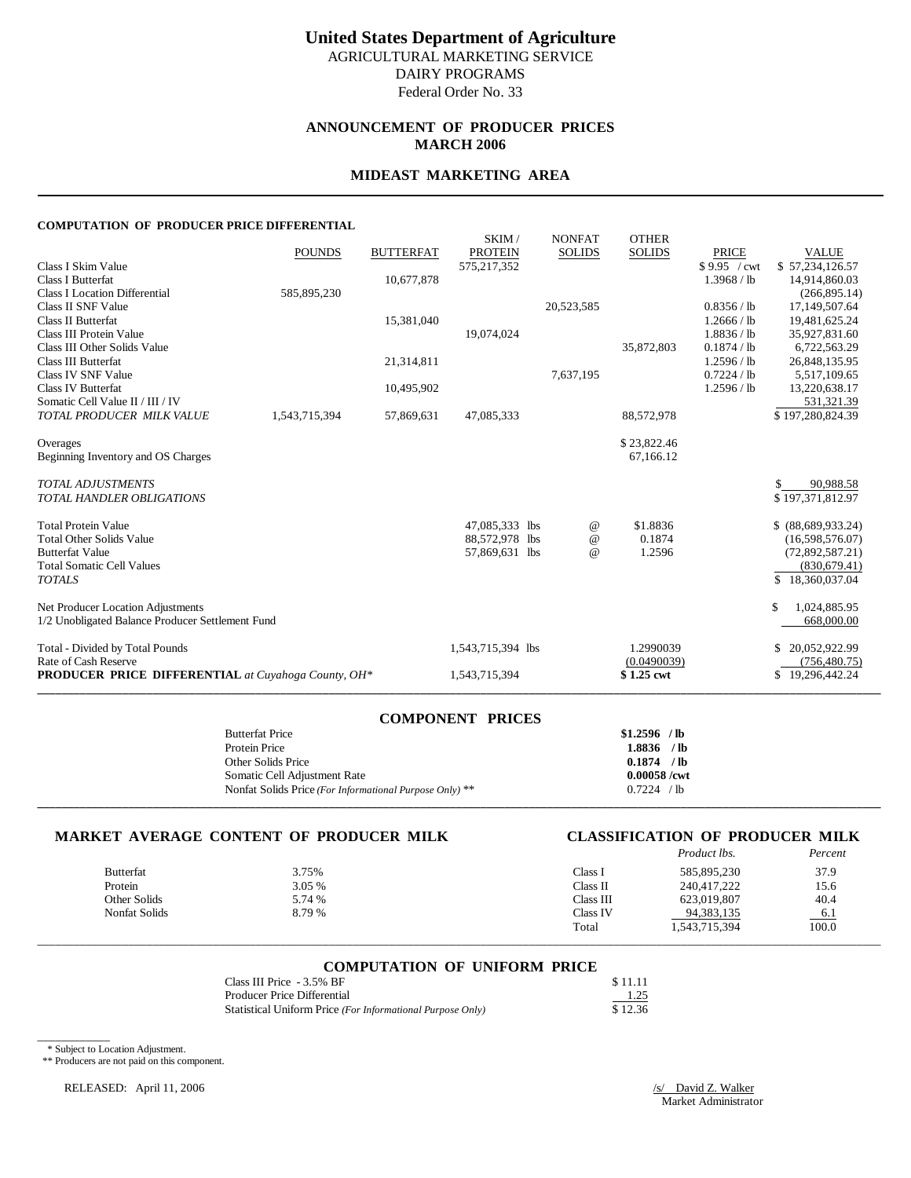# United States Department of Agriculture

AGRICULTURAL MARKETING SERVICE
DAIRY PROGRAMS
Federal Order No. 33

## ANNOUNCEMENT OF PRODUCER PRICES
## MARCH 2006

## MIDEAST MARKETING AREA

### COMPUTATION OF PRODUCER PRICE DIFFERENTIAL

| | POUNDS | BUTTERFAT | SKIM / PROTEIN | NONFAT SOLIDS | OTHER SOLIDS | PRICE | VALUE |
|---|---|---|---|---|---|---|---|
| Class I Skim Value | | | 575,217,352 | | | $ 9.95 / cwt | $ 57,234,126.57 |
| Class I Butterfat | | 10,677,878 | | | | 1.3968 / lb | 14,914,860.03 |
| Class I Location Differential | 585,895,230 | | | | | | (266,895.14) |
| Class II SNF Value | | | | 20,523,585 | | 0.8356 / lb | 17,149,507.64 |
| Class II Butterfat | | 15,381,040 | | | | 1.2666 / lb | 19,481,625.24 |
| Class III Protein Value | | | 19,074,024 | | | 1.8836 / lb | 35,927,831.60 |
| Class III Other Solids Value | | | | | 35,872,803 | 0.1874 / lb | 6,722,563.29 |
| Class III Butterfat | | 21,314,811 | | | | 1.2596 / lb | 26,848,135.95 |
| Class IV SNF Value | | | | 7,637,195 | | 0.7224 / lb | 5,517,109.65 |
| Class IV Butterfat | | 10,495,902 | | | | 1.2596 / lb | 13,220,638.17 |
| Somatic Cell Value II / III / IV | | | | | | | 531,321.39 |
| *TOTAL PRODUCER MILK VALUE* | 1,543,715,394 | 57,869,631 | 47,085,333 | | 88,572,978 | | $ 197,280,824.39 |
| Overages | | | | | $ 23,822.46 | | |
| Beginning Inventory and OS Charges | | | | | 67,166.12 | | |
| *TOTAL ADJUSTMENTS* | | | | | | | $ 90,988.58 |
| *TOTAL HANDLER OBLIGATIONS* | | | | | | | $ 197,371,812.97 |
| Total Protein Value | | | 47,085,333 lbs | @ | $1.8836 | | $ (88,689,933.24) |
| Total Other Solids Value | | | 88,572,978 lbs | @ | 0.1874 | | (16,598,576.07) |
| Butterfat Value | | | 57,869,631 lbs | @ | 1.2596 | | (72,892,587.21) |
| Total Somatic Cell Values | | | | | | | (830,679.41) |
| *TOTALS* | | | | | | | $ 18,360,037.04 |
| Net Producer Location Adjustments | | | | | | | $ 1,024,885.95 |
| 1/2 Unobligated Balance Producer Settlement Fund | | | | | | | 668,000.00 |
| Total - Divided by Total Pounds | | | 1,543,715,394 lbs | | 1.2990039 | | $ 20,052,922.99 |
| Rate of Cash Reserve | | | | | (0.0490039) | | (756,480.75) |
| **PRODUCER PRICE DIFFERENTIAL** *at Cuyahoga County, OH\** | | | 1,543,715,394 | | **$ 1.25 cwt** | | $ 19,296,442.24 |

### COMPONENT PRICES

| | |
|---|---|
| Butterfat Price | **$1.2596 / lb** |
| Protein Price | **1.8836 / lb** |
| Other Solids Price | **0.1874 / lb** |
| Somatic Cell Adjustment Rate | **0.00058 /cwt** |
| Nonfat Solids Price *(For Informational Purpose Only)* ** | 0.7224 / lb |

### MARKET AVERAGE CONTENT OF PRODUCER MILK

| | |
|---|---|
| Butterfat | 3.75% |
| Protein | 3.05 % |
| Other Solids | 5.74 % |
| Nonfat Solids | 8.79 % |

### CLASSIFICATION OF PRODUCER MILK

| | *Product lbs.* | *Percent* |
|---|---|---|
| Class I | 585,895,230 | 37.9 |
| Class II | 240,417,222 | 15.6 |
| Class III | 623,019,807 | 40.4 |
| Class IV | 94,383,135 | 6.1 |
| Total | 1,543,715,394 | 100.0 |

### COMPUTATION OF UNIFORM PRICE

| | |
|---|---|
| Class III Price - 3.5% BF | $ 11.11 |
| Producer Price Differential | 1.25 |
| Statistical Uniform Price *(For Informational Purpose Only)* | $ 12.36 |

\* Subject to Location Adjustment.
** Producers are not paid on this component.

RELEASED: April 11, 2006

/s/ David Z. Walker
Market Administrator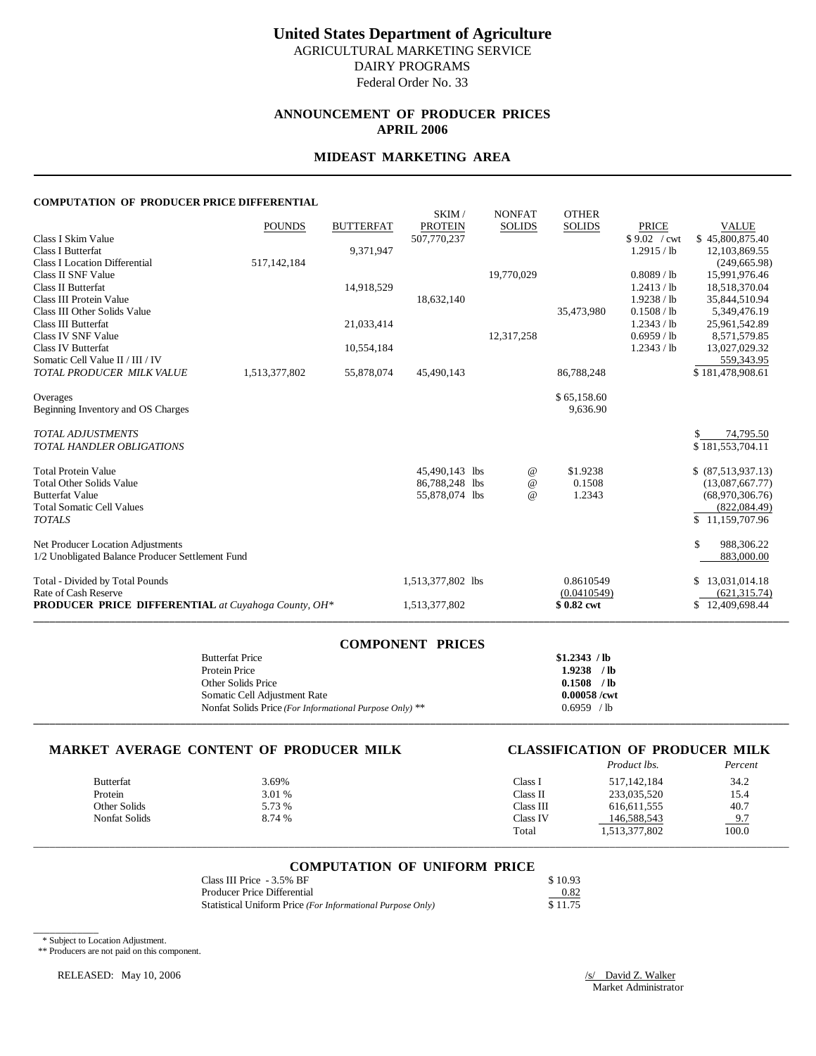# United States Department of Agriculture

AGRICULTURAL MARKETING SERVICE
DAIRY PROGRAMS
Federal Order No. 33

## ANNOUNCEMENT OF PRODUCER PRICES
## APRIL 2006

## MIDEAST MARKETING AREA

### COMPUTATION OF PRODUCER PRICE DIFFERENTIAL

| | POUNDS | BUTTERFAT | SKIM / PROTEIN | NONFAT SOLIDS | OTHER SOLIDS | PRICE | VALUE |
|---|---|---|---|---|---|---|---|
| Class I Skim Value | | | 507,770,237 | | | $ 9.02 / cwt | $ 45,800,875.40 |
| Class I Butterfat | | 9,371,947 | | | | 1.2915 / lb | 12,103,869.55 |
| Class I Location Differential | 517,142,184 | | | | | | (249,665.98) |
| Class II SNF Value | | | | 19,770,029 | | 0.8089 / lb | 15,991,976.46 |
| Class II Butterfat | | 14,918,529 | | | | 1.2413 / lb | 18,518,370.04 |
| Class III Protein Value | | | 18,632,140 | | | 1.9238 / lb | 35,844,510.94 |
| Class III Other Solids Value | | | | | 35,473,980 | 0.1508 / lb | 5,349,476.19 |
| Class III Butterfat | | 21,033,414 | | | | 1.2343 / lb | 25,961,542.89 |
| Class IV SNF Value | | | | 12,317,258 | | 0.6959 / lb | 8,571,579.85 |
| Class IV Butterfat | | 10,554,184 | | | | 1.2343 / lb | 13,027,029.32 |
| Somatic Cell Value II / III / IV | | | | | | | 559,343.95 |
| *TOTAL PRODUCER MILK VALUE* | 1,513,377,802 | 55,878,074 | 45,490,143 | | 86,788,248 | | $ 181,478,908.61 |
| | | | | | | | |
| Overages | | | | | $ 65,158.60 | | |
| Beginning Inventory and OS Charges | | | | | 9,636.90 | | |
| | | | | | | | |
| *TOTAL ADJUSTMENTS* | | | | | | | $ 74,795.50 |
| *TOTAL HANDLER OBLIGATIONS* | | | | | | | $ 181,553,704.11 |
| | | | | | | | |
| Total Protein Value | | | 45,490,143 lbs | @ | $1.9238 | | $ (87,513,937.13) |
| Total Other Solids Value | | | 86,788,248 lbs | @ | 0.1508 | | (13,087,667.77) |
| Butterfat Value | | | 55,878,074 lbs | @ | 1.2343 | | (68,970,306.76) |
| Total Somatic Cell Values | | | | | | | (822,084.49) |
| *TOTALS* | | | | | | | $ 11,159,707.96 |
| | | | | | | | |
| Net Producer Location Adjustments | | | | | | | $ 988,306.22 |
| 1/2 Unobligated Balance Producer Settlement Fund | | | | | | | 883,000.00 |
| | | | | | | | |
| Total - Divided by Total Pounds | | | 1,513,377,802 lbs | | 0.8610549 | | $ 13,031,014.18 |
| Rate of Cash Reserve | | | | | (0.0410549) | | (621,315.74) |
| **PRODUCER PRICE DIFFERENTIAL** *at Cuyahoga County, OH\** | | | 1,513,377,802 | | **$ 0.82 cwt** | | $ 12,409,698.44 |

### COMPONENT PRICES

| | |
|---|---|
| Butterfat Price | **$1.2343 / lb** |
| Protein Price | **1.9238 / lb** |
| Other Solids Price | **0.1508 / lb** |
| Somatic Cell Adjustment Rate | **0.00058 /cwt** |
| Nonfat Solids Price *(For Informational Purpose Only)* ** | 0.6959 / lb |

### MARKET AVERAGE CONTENT OF PRODUCER MILK

| | |
|---|---|
| Butterfat | 3.69% |
| Protein | 3.01 % |
| Other Solids | 5.73 % |
| Nonfat Solids | 8.74 % |

### CLASSIFICATION OF PRODUCER MILK

| | *Product lbs.* | *Percent* |
|---|---|---|
| Class I | 517,142,184 | 34.2 |
| Class II | 233,035,520 | 15.4 |
| Class III | 616,611,555 | 40.7 |
| Class IV | 146,588,543 | 9.7 |
| Total | 1,513,377,802 | 100.0 |

### COMPUTATION OF UNIFORM PRICE

| | |
|---|---|
| Class III Price - 3.5% BF | $ 10.93 |
| Producer Price Differential | 0.82 |
| Statistical Uniform Price *(For Informational Purpose Only)* | $ 11.75 |

\* Subject to Location Adjustment.
** Producers are not paid on this component.

RELEASED: May 10, 2006

/s/ David Z. Walker
Market Administrator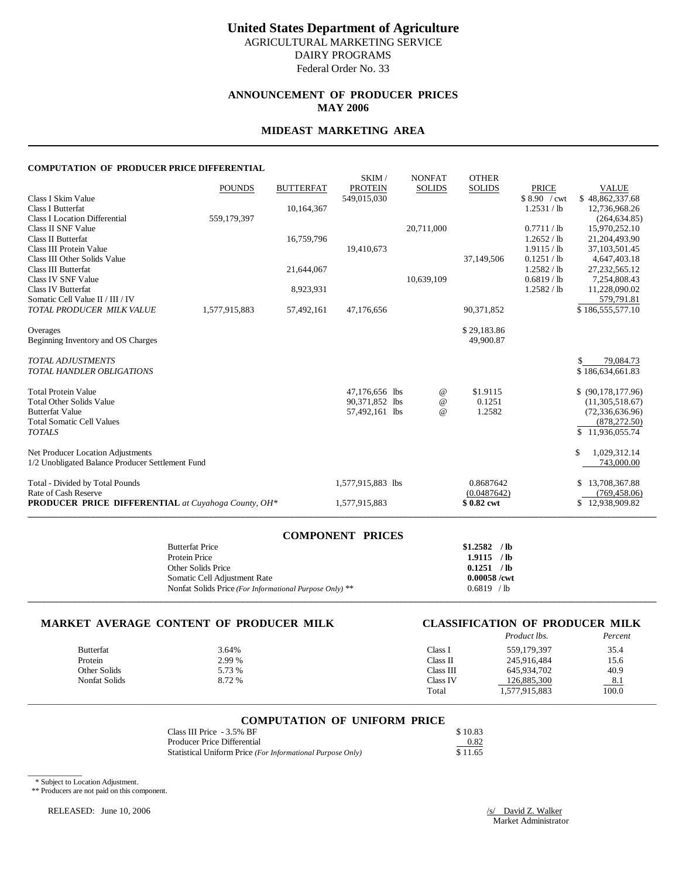# United States Department of Agriculture

AGRICULTURAL MARKETING SERVICE
DAIRY PROGRAMS
Federal Order No. 33

## ANNOUNCEMENT OF PRODUCER PRICES
## MAY 2006

## MIDEAST MARKETING AREA

### COMPUTATION OF PRODUCER PRICE DIFFERENTIAL

| | POUNDS | BUTTERFAT | SKIM / PROTEIN | NONFAT SOLIDS | OTHER SOLIDS | PRICE | VALUE |
|---|---|---|---|---|---|---|---|
| Class I Skim Value | | | 549,015,030 | | | $ 8.90 / cwt | $ 48,862,337.68 |
| Class I Butterfat | | 10,164,367 | | | | 1.2531 / lb | 12,736,968.26 |
| Class I Location Differential | 559,179,397 | | | | | | (264,634.85) |
| Class II SNF Value | | | | 20,711,000 | | 0.7711 / lb | 15,970,252.10 |
| Class II Butterfat | | 16,759,796 | | | | 1.2652 / lb | 21,204,493.90 |
| Class III Protein Value | | | 19,410,673 | | | 1.9115 / lb | 37,103,501.45 |
| Class III Other Solids Value | | | | | 37,149,506 | 0.1251 / lb | 4,647,403.18 |
| Class III Butterfat | | 21,644,067 | | | | 1.2582 / lb | 27,232,565.12 |
| Class IV SNF Value | | | | 10,639,109 | | 0.6819 / lb | 7,254,808.43 |
| Class IV Butterfat | | 8,923,931 | | | | 1.2582 / lb | 11,228,090.02 |
| Somatic Cell Value II / III / IV | | | | | | | 579,791.81 |
| *TOTAL PRODUCER MILK VALUE* | 1,577,915,883 | 57,492,161 | 47,176,656 | | 90,371,852 | | $ 186,555,577.10 |
| | | | | | | | |
| Overages | | | | | $ 29,183.86 | | |
| Beginning Inventory and OS Charges | | | | | 49,900.87 | | |
| | | | | | | | |
| *TOTAL ADJUSTMENTS* | | | | | | | $ 79,084.73 |
| *TOTAL HANDLER OBLIGATIONS* | | | | | | | $ 186,634,661.83 |
| | | | | | | | |
| Total Protein Value | | | 47,176,656 lbs | @ | $1.9115 | | $ (90,178,177.96) |
| Total Other Solids Value | | | 90,371,852 lbs | @ | 0.1251 | | (11,305,518.67) |
| Butterfat Value | | | 57,492,161 lbs | @ | 1.2582 | | (72,336,636.96) |
| Total Somatic Cell Values | | | | | | | (878,272.50) |
| *TOTALS* | | | | | | | $ 11,936,055.74 |
| | | | | | | | |
| Net Producer Location Adjustments | | | | | | | $ 1,029,312.14 |
| 1/2 Unobligated Balance Producer Settlement Fund | | | | | | | 743,000.00 |
| | | | | | | | |
| Total - Divided by Total Pounds | | | 1,577,915,883 lbs | | 0.8687642 | | $ 13,708,367.88 |
| Rate of Cash Reserve | | | | | (0.0487642) | | (769,458.06) |
| **PRODUCER PRICE DIFFERENTIAL** *at Cuyahoga County, OH\** | | | 1,577,915,883 | | **$ 0.82 cwt** | | $ 12,938,909.82 |

### COMPONENT PRICES

| | |
|---|---|
| Butterfat Price | **$1.2582 / lb** |
| Protein Price | **1.9115 / lb** |
| Other Solids Price | **0.1251 / lb** |
| Somatic Cell Adjustment Rate | **0.00058 /cwt** |
| Nonfat Solids Price *(For Informational Purpose Only)* ** | 0.6819 / lb |

### MARKET AVERAGE CONTENT OF PRODUCER MILK

| | |
|---|---|
| Butterfat | 3.64% |
| Protein | 2.99 % |
| Other Solids | 5.73 % |
| Nonfat Solids | 8.72 % |

### CLASSIFICATION OF PRODUCER MILK

| | *Product lbs.* | *Percent* |
|---|---|---|
| Class I | 559,179,397 | 35.4 |
| Class II | 245,916,484 | 15.6 |
| Class III | 645,934,702 | 40.9 |
| Class IV | 126,885,300 | 8.1 |
| Total | 1,577,915,883 | 100.0 |

### COMPUTATION OF UNIFORM PRICE

| | |
|---|---|
| Class III Price - 3.5% BF | $ 10.83 |
| Producer Price Differential | 0.82 |
| Statistical Uniform Price *(For Informational Purpose Only)* | $ 11.65 |

\* Subject to Location Adjustment.
** Producers are not paid on this component.

RELEASED: June 10, 2006

/s/ David Z. Walker
Market Administrator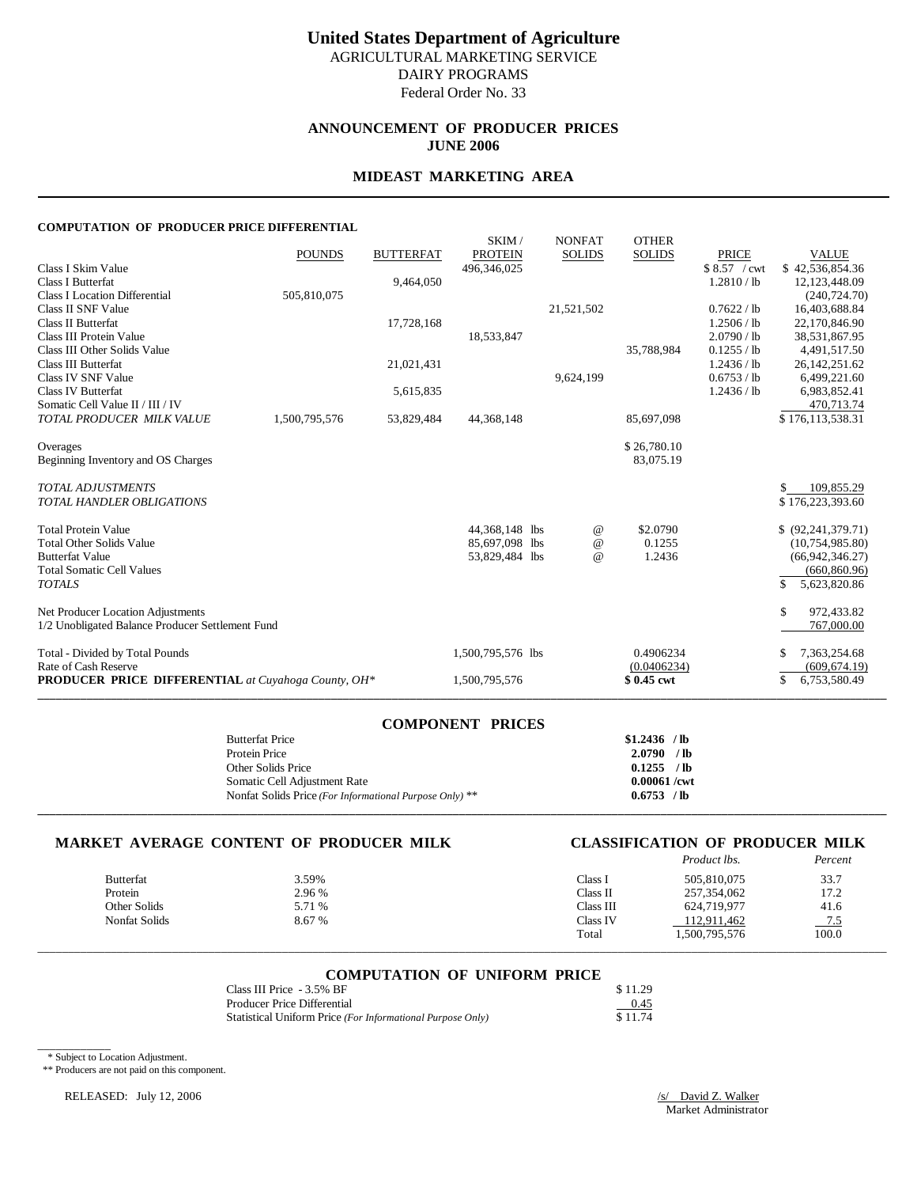# United States Department of Agriculture

AGRICULTURAL MARKETING SERVICE
DAIRY PROGRAMS
Federal Order No. 33

## ANNOUNCEMENT OF PRODUCER PRICES
## JUNE 2006

## MIDEAST MARKETING AREA

### COMPUTATION OF PRODUCER PRICE DIFFERENTIAL

| | POUNDS | BUTTERFAT | SKIM / PROTEIN | NONFAT SOLIDS | OTHER SOLIDS | PRICE | VALUE |
|---|---|---|---|---|---|---|---|
| Class I Skim Value | | | 496,346,025 | | | $ 8.57 / cwt | $ 42,536,854.36 |
| Class I Butterfat | | 9,464,050 | | | | 1.2810 / lb | 12,123,448.09 |
| Class I Location Differential | 505,810,075 | | | | | | (240,724.70) |
| Class II SNF Value | | | | 21,521,502 | | 0.7622 / lb | 16,403,688.84 |
| Class II Butterfat | | 17,728,168 | | | | 1.2506 / lb | 22,170,846.90 |
| Class III Protein Value | | | 18,533,847 | | | 2.0790 / lb | 38,531,867.95 |
| Class III Other Solids Value | | | | | 35,788,984 | 0.1255 / lb | 4,491,517.50 |
| Class III Butterfat | | 21,021,431 | | | | 1.2436 / lb | 26,142,251.62 |
| Class IV SNF Value | | | | 9,624,199 | | 0.6753 / lb | 6,499,221.60 |
| Class IV Butterfat | | 5,615,835 | | | | 1.2436 / lb | 6,983,852.41 |
| Somatic Cell Value II / III / IV | | | | | | | 470,713.74 |
| *TOTAL PRODUCER MILK VALUE* | 1,500,795,576 | 53,829,484 | 44,368,148 | | 85,697,098 | | $ 176,113,538.31 |
| | | | | | | | |
| Overages | | | | | $ 26,780.10 | | |
| Beginning Inventory and OS Charges | | | | | 83,075.19 | | |
| | | | | | | | |
| *TOTAL ADJUSTMENTS* | | | | | | | $ 109,855.29 |
| *TOTAL HANDLER OBLIGATIONS* | | | | | | | $ 176,223,393.60 |
| | | | | | | | |
| Total Protein Value | | | 44,368,148 lbs | @ | $2.0790 | | $ (92,241,379.71) |
| Total Other Solids Value | | | 85,697,098 lbs | @ | 0.1255 | | (10,754,985.80) |
| Butterfat Value | | | 53,829,484 lbs | @ | 1.2436 | | (66,942,346.27) |
| Total Somatic Cell Values | | | | | | | (660,860.96) |
| *TOTALS* | | | | | | | $ 5,623,820.86 |
| | | | | | | | |
| Net Producer Location Adjustments | | | | | | | $ 972,433.82 |
| 1/2 Unobligated Balance Producer Settlement Fund | | | | | | | 767,000.00 |
| | | | | | | | |
| Total - Divided by Total Pounds | | | 1,500,795,576 lbs | | 0.4906234 | | $ 7,363,254.68 |
| Rate of Cash Reserve | | | | | (0.0406234) | | (609,674.19) |
| **PRODUCER PRICE DIFFERENTIAL** *at Cuyahoga County, OH\** | | | 1,500,795,576 | | **$ 0.45 cwt** | | $ 6,753,580.49 |

### COMPONENT PRICES

| | |
|---|---|
| Butterfat Price | **$1.2436 / lb** |
| Protein Price | **2.0790 / lb** |
| Other Solids Price | **0.1255 / lb** |
| Somatic Cell Adjustment Rate | **0.00061 /cwt** |
| Nonfat Solids Price *(For Informational Purpose Only)* ** | **0.6753 / lb** |

### MARKET AVERAGE CONTENT OF PRODUCER MILK

| | |
|---|---|
| Butterfat | 3.59% |
| Protein | 2.96 % |
| Other Solids | 5.71 % |
| Nonfat Solids | 8.67 % |

### CLASSIFICATION OF PRODUCER MILK

| | *Product lbs.* | *Percent* |
|---|---|---|
| Class I | 505,810,075 | 33.7 |
| Class II | 257,354,062 | 17.2 |
| Class III | 624,719,977 | 41.6 |
| Class IV | 112,911,462 | 7.5 |
| Total | 1,500,795,576 | 100.0 |

### COMPUTATION OF UNIFORM PRICE

| | |
|---|---|
| Class III Price - 3.5% BF | $ 11.29 |
| Producer Price Differential | 0.45 |
| Statistical Uniform Price *(For Informational Purpose Only)* | $ 11.74 |

\* Subject to Location Adjustment.

** Producers are not paid on this component.

RELEASED: July 12, 2006

/s/ David Z. Walker
Market Administrator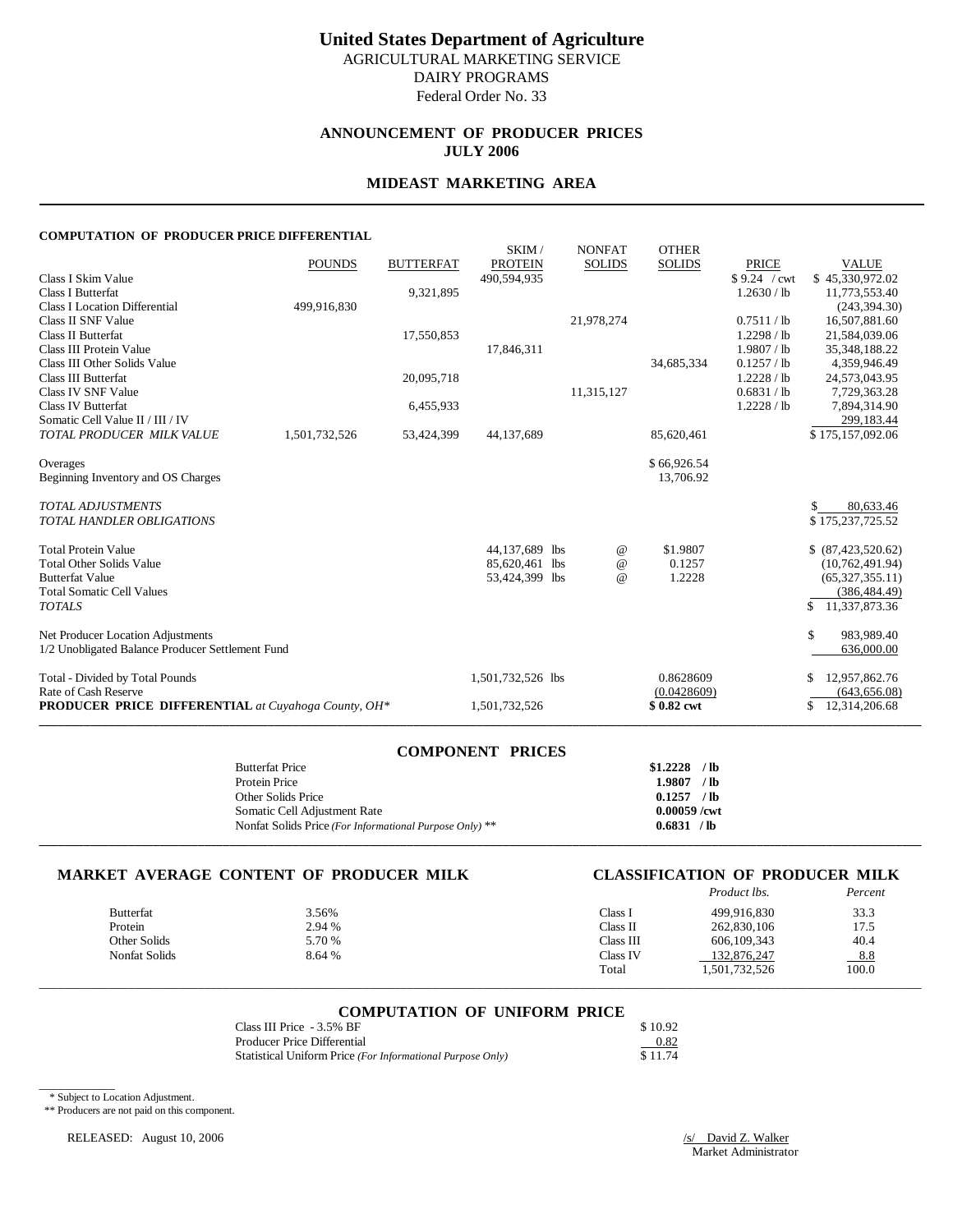# United States Department of Agriculture

AGRICULTURAL MARKETING SERVICE
DAIRY PROGRAMS
Federal Order No. 33

## ANNOUNCEMENT OF PRODUCER PRICES
## JULY 2006

## MIDEAST MARKETING AREA

#### COMPUTATION OF PRODUCER PRICE DIFFERENTIAL

| | POUNDS | BUTTERFAT | SKIM / PROTEIN | NONFAT SOLIDS | OTHER SOLIDS | PRICE | VALUE |
|---|---|---|---|---|---|---|---|
| Class I Skim Value | | | 490,594,935 | | | $ 9.24 / cwt | $ 45,330,972.02 |
| Class I Butterfat | | 9,321,895 | | | | 1.2630 / lb | 11,773,553.40 |
| Class I Location Differential | 499,916,830 | | | | | | (243,394.30) |
| Class II SNF Value | | | | 21,978,274 | | 0.7511 / lb | 16,507,881.60 |
| Class II Butterfat | | 17,550,853 | | | | 1.2298 / lb | 21,584,039.06 |
| Class III Protein Value | | | 17,846,311 | | | 1.9807 / lb | 35,348,188.22 |
| Class III Other Solids Value | | | | | 34,685,334 | 0.1257 / lb | 4,359,946.49 |
| Class III Butterfat | | 20,095,718 | | | | 1.2228 / lb | 24,573,043.95 |
| Class IV SNF Value | | | | 11,315,127 | | 0.6831 / lb | 7,729,363.28 |
| Class IV Butterfat | | 6,455,933 | | | | 1.2228 / lb | 7,894,314.90 |
| Somatic Cell Value II / III / IV | | | | | | | 299,183.44 |
| *TOTAL PRODUCER MILK VALUE* | 1,501,732,526 | 53,424,399 | 44,137,689 | | 85,620,461 | | $ 175,157,092.06 |
| | | | | | | | |
| Overages | | | | | $ 66,926.54 | | |
| Beginning Inventory and OS Charges | | | | | 13,706.92 | | |
| | | | | | | | |
| *TOTAL ADJUSTMENTS* | | | | | | | $ 80,633.46 |
| *TOTAL HANDLER OBLIGATIONS* | | | | | | | $ 175,237,725.52 |
| | | | | | | | |
| Total Protein Value | | | 44,137,689 lbs | @ | $1.9807 | | $ (87,423,520.62) |
| Total Other Solids Value | | | 85,620,461 lbs | @ | 0.1257 | | (10,762,491.94) |
| Butterfat Value | | | 53,424,399 lbs | @ | 1.2228 | | (65,327,355.11) |
| Total Somatic Cell Values | | | | | | | (386,484.49) |
| *TOTALS* | | | | | | | $ 11,337,873.36 |
| | | | | | | | |
| Net Producer Location Adjustments | | | | | | | $ 983,989.40 |
| 1/2 Unobligated Balance Producer Settlement Fund | | | | | | | 636,000.00 |
| | | | | | | | |
| Total - Divided by Total Pounds | | | 1,501,732,526 lbs | | 0.8628609 | | $ 12,957,862.76 |
| Rate of Cash Reserve | | | | | (0.0428609) | | (643,656.08) |
| **PRODUCER PRICE DIFFERENTIAL** *at Cuyahoga County, OH\** | | | 1,501,732,526 | | **$ 0.82 cwt** | | $ 12,314,206.68 |

### COMPONENT PRICES

| | |
|---|---|
| Butterfat Price | **$1.2228 / lb** |
| Protein Price | **1.9807 / lb** |
| Other Solids Price | **0.1257 / lb** |
| Somatic Cell Adjustment Rate | **0.00059 /cwt** |
| Nonfat Solids Price *(For Informational Purpose Only)* ** | **0.6831 / lb** |

### MARKET AVERAGE CONTENT OF PRODUCER MILK

| | |
|---|---|
| Butterfat | 3.56% |
| Protein | 2.94 % |
| Other Solids | 5.70 % |
| Nonfat Solids | 8.64 % |

### CLASSIFICATION OF PRODUCER MILK

| | *Product lbs.* | *Percent* |
|---|---|---|
| Class I | 499,916,830 | 33.3 |
| Class II | 262,830,106 | 17.5 |
| Class III | 606,109,343 | 40.4 |
| Class IV | 132,876,247 | 8.8 |
| Total | 1,501,732,526 | 100.0 |

### COMPUTATION OF UNIFORM PRICE

| | |
|---|---|
| Class III Price - 3.5% BF | $ 10.92 |
| Producer Price Differential | 0.82 |
| Statistical Uniform Price *(For Informational Purpose Only)* | $ 11.74 |

\* Subject to Location Adjustment.

\** Producers are not paid on this component.

RELEASED: August 10, 2006

/s/ David Z. Walker
Market Administrator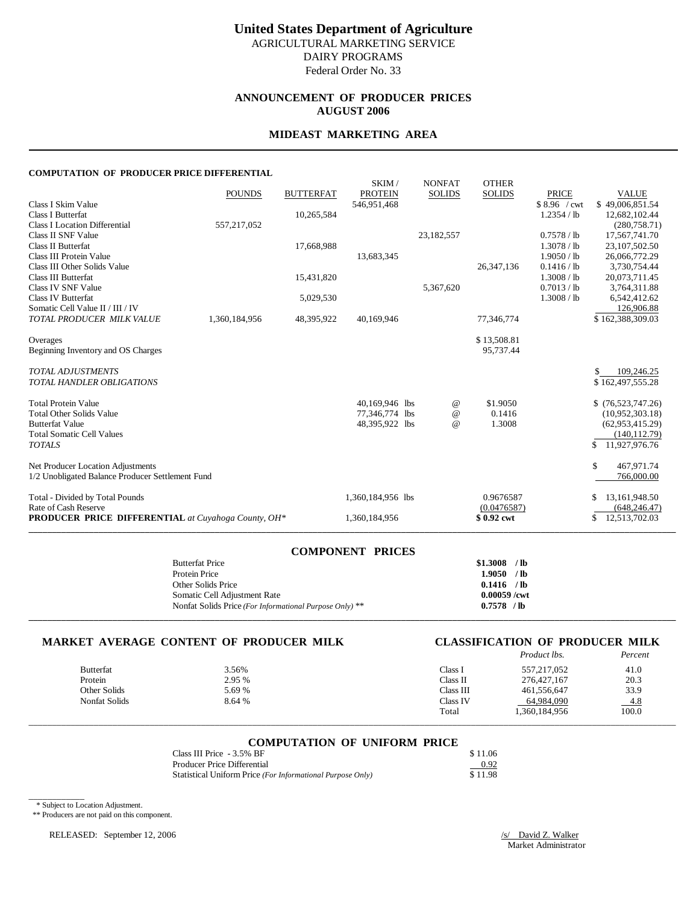# United States Department of Agriculture

AGRICULTURAL MARKETING SERVICE
DAIRY PROGRAMS
Federal Order No. 33

## ANNOUNCEMENT OF PRODUCER PRICES
## AUGUST 2006

## MIDEAST MARKETING AREA

### COMPUTATION OF PRODUCER PRICE DIFFERENTIAL

| | POUNDS | BUTTERFAT | SKIM / PROTEIN | NONFAT SOLIDS | OTHER SOLIDS | PRICE | VALUE |
|---|---|---|---|---|---|---|---|
| Class I Skim Value | | | 546,951,468 | | | $ 8.96 / cwt | $ 49,006,851.54 |
| Class I Butterfat | | 10,265,584 | | | | 1.2354 / lb | 12,682,102.44 |
| Class I Location Differential | 557,217,052 | | | | | | (280,758.71) |
| Class II SNF Value | | | | 23,182,557 | | 0.7578 / lb | 17,567,741.70 |
| Class II Butterfat | | 17,668,988 | | | | 1.3078 / lb | 23,107,502.50 |
| Class III Protein Value | | | 13,683,345 | | | 1.9050 / lb | 26,066,772.29 |
| Class III Other Solids Value | | | | | 26,347,136 | 0.1416 / lb | 3,730,754.44 |
| Class III Butterfat | | 15,431,820 | | | | 1.3008 / lb | 20,073,711.45 |
| Class IV SNF Value | | | | 5,367,620 | | 0.7013 / lb | 3,764,311.88 |
| Class IV Butterfat | | 5,029,530 | | | | 1.3008 / lb | 6,542,412.62 |
| Somatic Cell Value II / III / IV | | | | | | | 126,906.88 |
| *TOTAL PRODUCER MILK VALUE* | 1,360,184,956 | 48,395,922 | 40,169,946 | | 77,346,774 | | $ 162,388,309.03 |
| Overages | | | | | $ 13,508.81 | | |
| Beginning Inventory and OS Charges | | | | | 95,737.44 | | |
| *TOTAL ADJUSTMENTS* | | | | | | | $ 109,246.25 |
| *TOTAL HANDLER OBLIGATIONS* | | | | | | | $ 162,497,555.28 |
| Total Protein Value | | | 40,169,946 lbs | @ | $1.9050 | | $ (76,523,747.26) |
| Total Other Solids Value | | | 77,346,774 lbs | @ | 0.1416 | | (10,952,303.18) |
| Butterfat Value | | | 48,395,922 lbs | @ | 1.3008 | | (62,953,415.29) |
| Total Somatic Cell Values | | | | | | | (140,112.79) |
| *TOTALS* | | | | | | | $ 11,927,976.76 |
| Net Producer Location Adjustments | | | | | | | $ 467,971.74 |
| 1/2 Unobligated Balance Producer Settlement Fund | | | | | | | 766,000.00 |
| Total - Divided by Total Pounds | | | 1,360,184,956 lbs | | 0.9676587 | | $ 13,161,948.50 |
| Rate of Cash Reserve | | | | | (0.0476587) | | (648,246.47) |
| **PRODUCER PRICE DIFFERENTIAL** *at Cuyahoga County, OH\** | | | 1,360,184,956 | | **$ 0.92 cwt** | | $ 12,513,702.03 |

### COMPONENT PRICES

| | |
|---|---|
| Butterfat Price | **$1.3008 / lb** |
| Protein Price | **1.9050 / lb** |
| Other Solids Price | **0.1416 / lb** |
| Somatic Cell Adjustment Rate | **0.00059 /cwt** |
| Nonfat Solids Price *(For Informational Purpose Only)* ** | **0.7578 / lb** |

### MARKET AVERAGE CONTENT OF PRODUCER MILK

| | |
|---|---|
| Butterfat | 3.56% |
| Protein | 2.95 % |
| Other Solids | 5.69 % |
| Nonfat Solids | 8.64 % |

### CLASSIFICATION OF PRODUCER MILK

| | *Product lbs.* | *Percent* |
|---|---|---|
| Class I | 557,217,052 | 41.0 |
| Class II | 276,427,167 | 20.3 |
| Class III | 461,556,647 | 33.9 |
| Class IV | 64,984,090 | 4.8 |
| Total | 1,360,184,956 | 100.0 |

### COMPUTATION OF UNIFORM PRICE

| | |
|---|---|
| Class III Price - 3.5% BF | $ 11.06 |
| Producer Price Differential | 0.92 |
| Statistical Uniform Price *(For Informational Purpose Only)* | $ 11.98 |

\* Subject to Location Adjustment.
** Producers are not paid on this component.

RELEASED: September 12, 2006

/s/ David Z. Walker
Market Administrator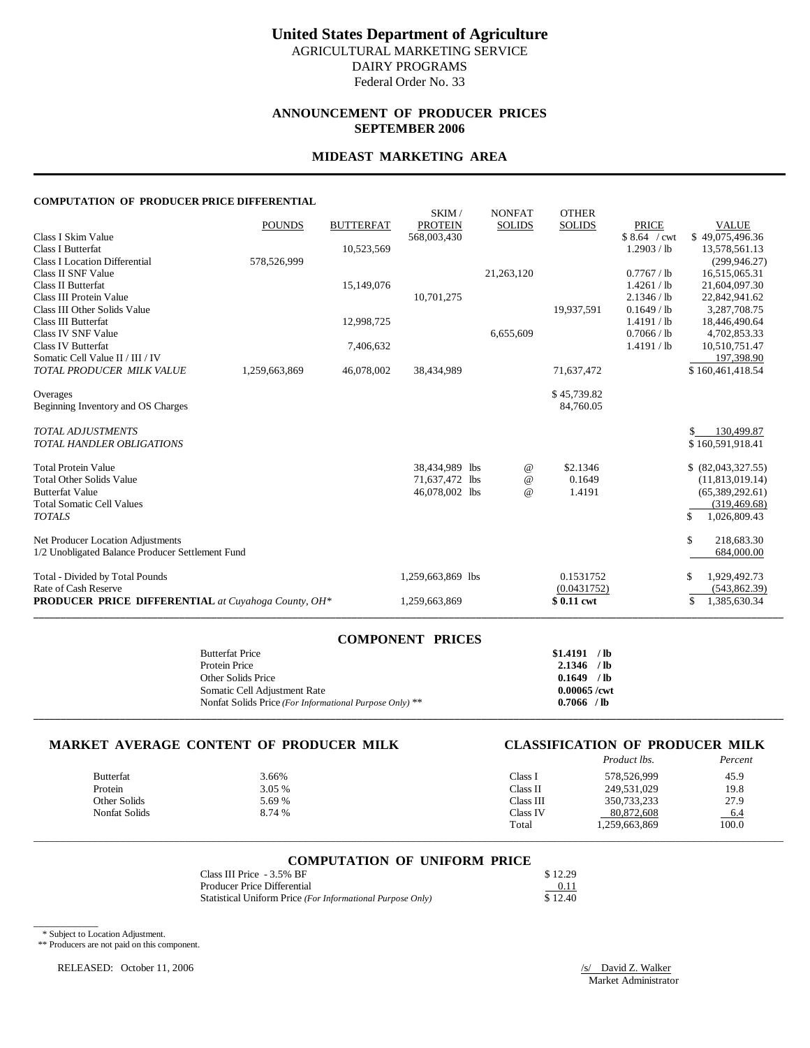# United States Department of Agriculture

AGRICULTURAL MARKETING SERVICE
DAIRY PROGRAMS
Federal Order No. 33

## ANNOUNCEMENT OF PRODUCER PRICES
## SEPTEMBER 2006

## MIDEAST MARKETING AREA

#### COMPUTATION OF PRODUCER PRICE DIFFERENTIAL

| | POUNDS | BUTTERFAT | SKIM / PROTEIN | NONFAT SOLIDS | OTHER SOLIDS | PRICE | VALUE |
|---|---|---|---|---|---|---|---|
| Class I Skim Value | | | 568,003,430 | | | $ 8.64 / cwt | $ 49,075,496.36 |
| Class I Butterfat | | 10,523,569 | | | | 1.2903 / lb | 13,578,561.13 |
| Class I Location Differential | 578,526,999 | | | | | | (299,946.27) |
| Class II SNF Value | | | | 21,263,120 | | 0.7767 / lb | 16,515,065.31 |
| Class II Butterfat | | 15,149,076 | | | | 1.4261 / lb | 21,604,097.30 |
| Class III Protein Value | | | 10,701,275 | | | 2.1346 / lb | 22,842,941.62 |
| Class III Other Solids Value | | | | | 19,937,591 | 0.1649 / lb | 3,287,708.75 |
| Class III Butterfat | | 12,998,725 | | | | 1.4191 / lb | 18,446,490.64 |
| Class IV SNF Value | | | | 6,655,609 | | 0.7066 / lb | 4,702,853.33 |
| Class IV Butterfat | | 7,406,632 | | | | 1.4191 / lb | 10,510,751.47 |
| Somatic Cell Value II / III / IV | | | | | | | 197,398.90 |
| *TOTAL PRODUCER MILK VALUE* | 1,259,663,869 | 46,078,002 | 38,434,989 | | 71,637,472 | | $ 160,461,418.54 |
| | | | | | | | |
| Overages | | | | | $ 45,739.82 | | |
| Beginning Inventory and OS Charges | | | | | 84,760.05 | | |
| | | | | | | | |
| *TOTAL ADJUSTMENTS* | | | | | | | $ 130,499.87 |
| *TOTAL HANDLER OBLIGATIONS* | | | | | | | $ 160,591,918.41 |
| | | | | | | | |
| Total Protein Value | | | 38,434,989 lbs | @ | $2.1346 | | $ (82,043,327.55) |
| Total Other Solids Value | | | 71,637,472 lbs | @ | 0.1649 | | (11,813,019.14) |
| Butterfat Value | | | 46,078,002 lbs | @ | 1.4191 | | (65,389,292.61) |
| Total Somatic Cell Values | | | | | | | (319,469.68) |
| *TOTALS* | | | | | | | $ 1,026,809.43 |
| | | | | | | | |
| Net Producer Location Adjustments | | | | | | | $ 218,683.30 |
| 1/2 Unobligated Balance Producer Settlement Fund | | | | | | | 684,000.00 |
| | | | | | | | |
| Total - Divided by Total Pounds | | | 1,259,663,869 lbs | | 0.1531752 | | $ 1,929,492.73 |
| Rate of Cash Reserve | | | | | (0.0431752) | | (543,862.39) |
| **PRODUCER PRICE DIFFERENTIAL** *at Cuyahoga County, OH** | | | 1,259,663,869 | | **$ 0.11 cwt** | | $ 1,385,630.34 |

### COMPONENT PRICES

| | |
|---|---|
| Butterfat Price | **$1.4191 / lb** |
| Protein Price | **2.1346 / lb** |
| Other Solids Price | **0.1649 / lb** |
| Somatic Cell Adjustment Rate | **0.00065 /cwt** |
| Nonfat Solids Price *(For Informational Purpose Only)* ** | **0.7066 / lb** |

### MARKET AVERAGE CONTENT OF PRODUCER MILK

| | |
|---|---|
| Butterfat | 3.66% |
| Protein | 3.05 % |
| Other Solids | 5.69 % |
| Nonfat Solids | 8.74 % |

### CLASSIFICATION OF PRODUCER MILK

| | *Product lbs.* | *Percent* |
|---|---|---|
| Class I | 578,526,999 | 45.9 |
| Class II | 249,531,029 | 19.8 |
| Class III | 350,733,233 | 27.9 |
| Class IV | 80,872,608 | 6.4 |
| Total | 1,259,663,869 | 100.0 |

### COMPUTATION OF UNIFORM PRICE

| | |
|---|---|
| Class III Price - 3.5% BF | $ 12.29 |
| Producer Price Differential | 0.11 |
| Statistical Uniform Price *(For Informational Purpose Only)* | $ 12.40 |

\* Subject to Location Adjustment.
** Producers are not paid on this component.

RELEASED: October 11, 2006

/s/ David Z. Walker
Market Administrator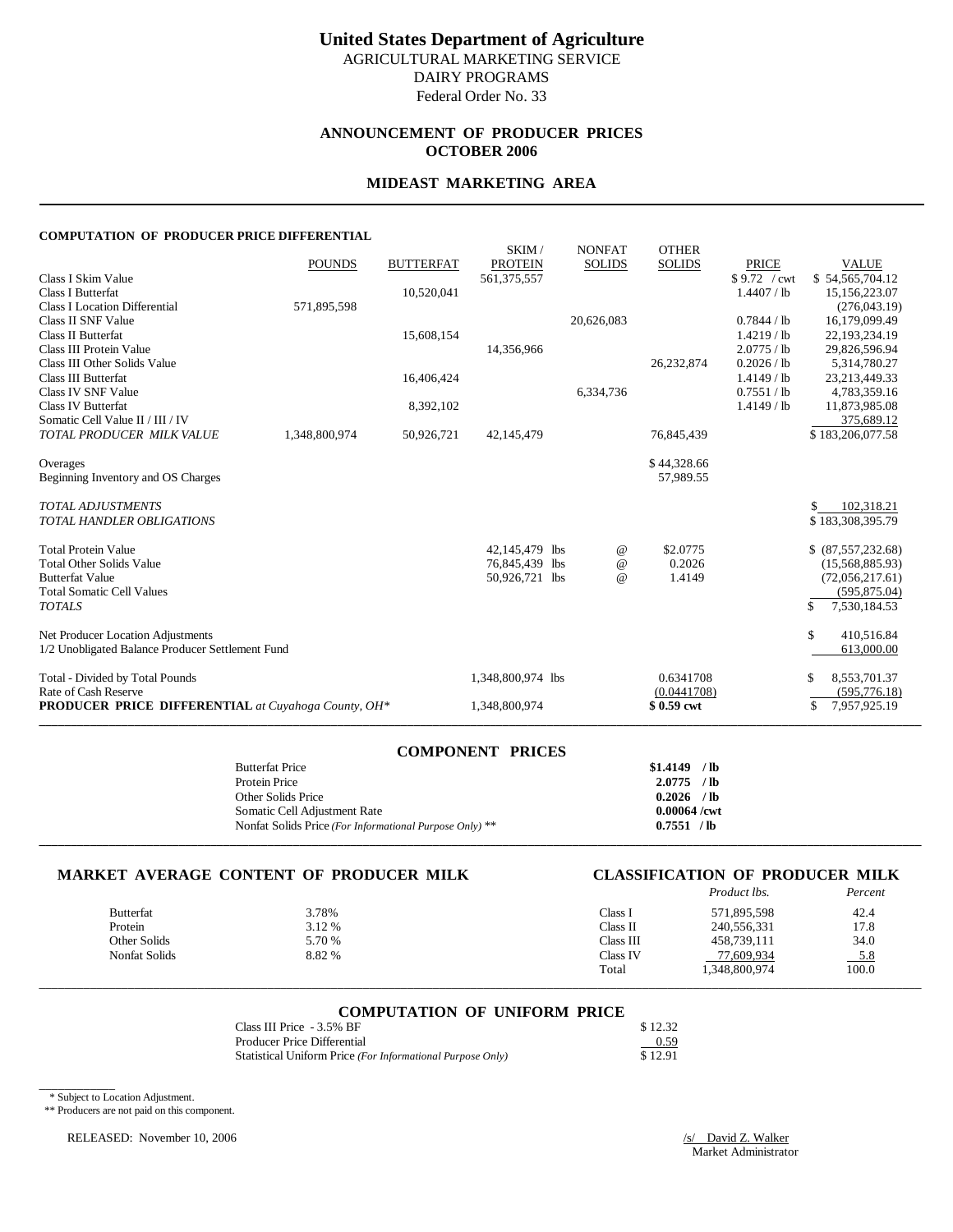# United States Department of Agriculture

AGRICULTURAL MARKETING SERVICE
DAIRY PROGRAMS
Federal Order No. 33

## ANNOUNCEMENT OF PRODUCER PRICES
## OCTOBER 2006

## MIDEAST MARKETING AREA

### COMPUTATION OF PRODUCER PRICE DIFFERENTIAL

| | POUNDS | BUTTERFAT | SKIM / PROTEIN | NONFAT SOLIDS | OTHER SOLIDS | PRICE | VALUE |
|---|---|---|---|---|---|---|---|
| Class I Skim Value | | | 561,375,557 | | | $ 9.72 / cwt | $ 54,565,704.12 |
| Class I Butterfat | | 10,520,041 | | | | 1.4407 / lb | 15,156,223.07 |
| Class I Location Differential | 571,895,598 | | | | | | (276,043.19) |
| Class II SNF Value | | | | 20,626,083 | | 0.7844 / lb | 16,179,099.49 |
| Class II Butterfat | | 15,608,154 | | | | 1.4219 / lb | 22,193,234.19 |
| Class III Protein Value | | | 14,356,966 | | | 2.0775 / lb | 29,826,596.94 |
| Class III Other Solids Value | | | | | 26,232,874 | 0.2026 / lb | 5,314,780.27 |
| Class III Butterfat | | 16,406,424 | | | | 1.4149 / lb | 23,213,449.33 |
| Class IV SNF Value | | | | 6,334,736 | | 0.7551 / lb | 4,783,359.16 |
| Class IV Butterfat | | 8,392,102 | | | | 1.4149 / lb | 11,873,985.08 |
| Somatic Cell Value II / III / IV | | | | | | | 375,689.12 |
| *TOTAL PRODUCER MILK VALUE* | 1,348,800,974 | 50,926,721 | 42,145,479 | | 76,845,439 | | $ 183,206,077.58 |
| Overages | | | | | $ 44,328.66 | | |
| Beginning Inventory and OS Charges | | | | | 57,989.55 | | |
| *TOTAL ADJUSTMENTS* | | | | | | | $ 102,318.21 |
| *TOTAL HANDLER OBLIGATIONS* | | | | | | | $ 183,308,395.79 |
| Total Protein Value | | | 42,145,479 lbs | @ | $2.0775 | | $ (87,557,232.68) |
| Total Other Solids Value | | | 76,845,439 lbs | @ | 0.2026 | | (15,568,885.93) |
| Butterfat Value | | | 50,926,721 lbs | @ | 1.4149 | | (72,056,217.61) |
| Total Somatic Cell Values | | | | | | | (595,875.04) |
| *TOTALS* | | | | | | | $ 7,530,184.53 |
| Net Producer Location Adjustments | | | | | | | $ 410,516.84 |
| 1/2 Unobligated Balance Producer Settlement Fund | | | | | | | 613,000.00 |
| Total - Divided by Total Pounds | | | 1,348,800,974 lbs | | 0.6341708 | | $ 8,553,701.37 |
| Rate of Cash Reserve | | | | | (0.0441708) | | (595,776.18) |
| **PRODUCER PRICE DIFFERENTIAL** *at Cuyahoga County, OH\** | | | 1,348,800,974 | | **$ 0.59 cwt** | | $ 7,957,925.19 |

### COMPONENT PRICES

| | |
|---|---|
| Butterfat Price | **$1.4149 / lb** |
| Protein Price | **2.0775 / lb** |
| Other Solids Price | **0.2026 / lb** |
| Somatic Cell Adjustment Rate | **0.00064 /cwt** |
| Nonfat Solids Price *(For Informational Purpose Only)* ** | **0.7551 / lb** |

### MARKET AVERAGE CONTENT OF PRODUCER MILK

| | |
|---|---|
| Butterfat | 3.78% |
| Protein | 3.12 % |
| Other Solids | 5.70 % |
| Nonfat Solids | 8.82 % |

### CLASSIFICATION OF PRODUCER MILK

| | *Product lbs.* | *Percent* |
|---|---|---|
| Class I | 571,895,598 | 42.4 |
| Class II | 240,556,331 | 17.8 |
| Class III | 458,739,111 | 34.0 |
| Class IV | 77,609,934 | 5.8 |
| Total | 1,348,800,974 | 100.0 |

### COMPUTATION OF UNIFORM PRICE

| | |
|---|---|
| Class III Price - 3.5% BF | $ 12.32 |
| Producer Price Differential | 0.59 |
| Statistical Uniform Price *(For Informational Purpose Only)* | $ 12.91 |

\* Subject to Location Adjustment.
** Producers are not paid on this component.

RELEASED: November 10, 2006

/s/ David Z. Walker
Market Administrator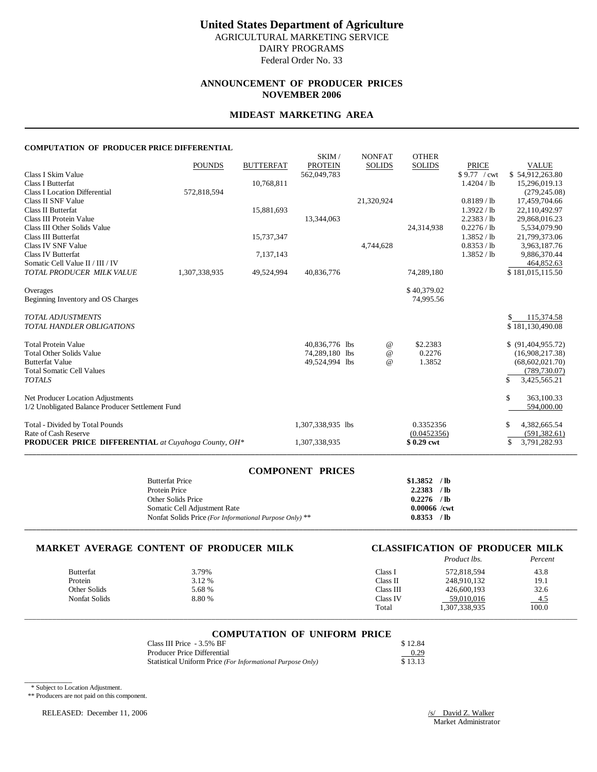# United States Department of Agriculture

AGRICULTURAL MARKETING SERVICE
DAIRY PROGRAMS
Federal Order No. 33

## ANNOUNCEMENT OF PRODUCER PRICES
## NOVEMBER 2006

## MIDEAST MARKETING AREA

### COMPUTATION OF PRODUCER PRICE DIFFERENTIAL

| | POUNDS | BUTTERFAT | SKIM / PROTEIN | NONFAT SOLIDS | OTHER SOLIDS | PRICE | VALUE |
|---|---|---|---|---|---|---|---|
| Class I Skim Value | | | 562,049,783 | | | $ 9.77 / cwt | $ 54,912,263.80 |
| Class I Butterfat | | 10,768,811 | | | | 1.4204 / lb | 15,296,019.13 |
| Class I Location Differential | 572,818,594 | | | | | | (279,245.08) |
| Class II SNF Value | | | | 21,320,924 | | 0.8189 / lb | 17,459,704.66 |
| Class II Butterfat | | 15,881,693 | | | | 1.3922 / lb | 22,110,492.97 |
| Class III Protein Value | | | 13,344,063 | | | 2.2383 / lb | 29,868,016.23 |
| Class III Other Solids Value | | | | | 24,314,938 | 0.2276 / lb | 5,534,079.90 |
| Class III Butterfat | | 15,737,347 | | | | 1.3852 / lb | 21,799,373.06 |
| Class IV SNF Value | | | | 4,744,628 | | 0.8353 / lb | 3,963,187.76 |
| Class IV Butterfat | | 7,137,143 | | | | 1.3852 / lb | 9,886,370.44 |
| Somatic Cell Value II / III / IV | | | | | | | 464,852.63 |
| *TOTAL PRODUCER MILK VALUE* | 1,307,338,935 | 49,524,994 | 40,836,776 | | 74,289,180 | | $ 181,015,115.50 |
| Overages | | | | | $ 40,379.02 | | |
| Beginning Inventory and OS Charges | | | | | 74,995.56 | | |
| *TOTAL ADJUSTMENTS* | | | | | | | $ 115,374.58 |
| *TOTAL HANDLER OBLIGATIONS* | | | | | | | $ 181,130,490.08 |
| Total Protein Value | | | 40,836,776 lbs | @ | $2.2383 | | $ (91,404,955.72) |
| Total Other Solids Value | | | 74,289,180 lbs | @ | 0.2276 | | (16,908,217.38) |
| Butterfat Value | | | 49,524,994 lbs | @ | 1.3852 | | (68,602,021.70) |
| Total Somatic Cell Values | | | | | | | (789,730.07) |
| *TOTALS* | | | | | | | $ 3,425,565.21 |
| Net Producer Location Adjustments | | | | | | | $ 363,100.33 |
| 1/2 Unobligated Balance Producer Settlement Fund | | | | | | | 594,000.00 |
| Total - Divided by Total Pounds | | | 1,307,338,935 lbs | | 0.3352356 | | $ 4,382,665.54 |
| Rate of Cash Reserve | | | | | (0.0452356) | | (591,382.61) |
| **PRODUCER PRICE DIFFERENTIAL** *at Cuyahoga County, OH\** | | | 1,307,338,935 | | **$ 0.29 cwt** | | $ 3,791,282.93 |

### COMPONENT PRICES

| | |
|---|---|
| Butterfat Price | **$1.3852 / lb** |
| Protein Price | **2.2383 / lb** |
| Other Solids Price | **0.2276 / lb** |
| Somatic Cell Adjustment Rate | **0.00066 /cwt** |
| Nonfat Solids Price *(For Informational Purpose Only)* ** | **0.8353 / lb** |

### MARKET AVERAGE CONTENT OF PRODUCER MILK

| | |
|---|---|
| Butterfat | 3.79% |
| Protein | 3.12 % |
| Other Solids | 5.68 % |
| Nonfat Solids | 8.80 % |

### CLASSIFICATION OF PRODUCER MILK

| | *Product lbs.* | *Percent* |
|---|---|---|
| Class I | 572,818,594 | 43.8 |
| Class II | 248,910,132 | 19.1 |
| Class III | 426,600,193 | 32.6 |
| Class IV | 59,010,016 | 4.5 |
| Total | 1,307,338,935 | 100.0 |

### COMPUTATION OF UNIFORM PRICE

| | |
|---|---|
| Class III Price - 3.5% BF | $ 12.84 |
| Producer Price Differential | 0.29 |
| Statistical Uniform Price *(For Informational Purpose Only)* | $ 13.13 |

\* Subject to Location Adjustment.

** Producers are not paid on this component.

RELEASED: December 11, 2006

/s/ David Z. Walker
Market Administrator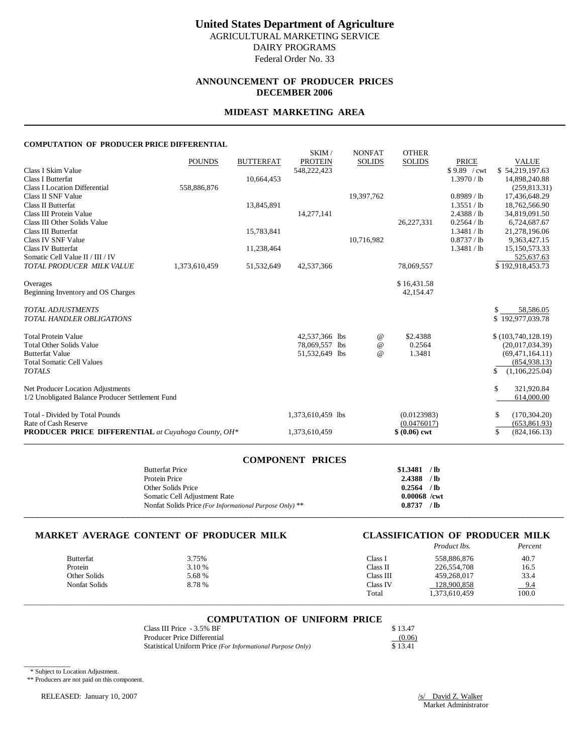# United States Department of Agriculture

AGRICULTURAL MARKETING SERVICE
DAIRY PROGRAMS
Federal Order No. 33

## ANNOUNCEMENT OF PRODUCER PRICES
## DECEMBER 2006

## MIDEAST MARKETING AREA

### COMPUTATION OF PRODUCER PRICE DIFFERENTIAL

| | POUNDS | BUTTERFAT | SKIM / PROTEIN | NONFAT SOLIDS | OTHER SOLIDS | PRICE | VALUE |
|---|---|---|---|---|---|---|---|
| Class I Skim Value | | | 548,222,423 | | | $ 9.89 / cwt | $ 54,219,197.63 |
| Class I Butterfat | | 10,664,453 | | | | 1.3970 / lb | 14,898,240.88 |
| Class I Location Differential | 558,886,876 | | | | | | (259,813.31) |
| Class II SNF Value | | | | 19,397,762 | | 0.8989 / lb | 17,436,648.29 |
| Class II Butterfat | | 13,845,891 | | | | 1.3551 / lb | 18,762,566.90 |
| Class III Protein Value | | | 14,277,141 | | | 2.4388 / lb | 34,819,091.50 |
| Class III Other Solids Value | | | | | 26,227,331 | 0.2564 / lb | 6,724,687.67 |
| Class III Butterfat | | 15,783,841 | | | | 1.3481 / lb | 21,278,196.06 |
| Class IV SNF Value | | | | 10,716,982 | | 0.8737 / lb | 9,363,427.15 |
| Class IV Butterfat | | 11,238,464 | | | | 1.3481 / lb | 15,150,573.33 |
| Somatic Cell Value II / III / IV | | | | | | | 525,637.63 |
| *TOTAL PRODUCER MILK VALUE* | 1,373,610,459 | 51,532,649 | 42,537,366 | | 78,069,557 | | $ 192,918,453.73 |
| Overages | | | | | $ 16,431.58 | | |
| Beginning Inventory and OS Charges | | | | | 42,154.47 | | |
| *TOTAL ADJUSTMENTS* | | | | | | | $ 58,586.05 |
| *TOTAL HANDLER OBLIGATIONS* | | | | | | | $ 192,977,039.78 |
| Total Protein Value | | | 42,537,366 lbs | @ | $2.4388 | | $ (103,740,128.19) |
| Total Other Solids Value | | | 78,069,557 lbs | @ | 0.2564 | | (20,017,034.39) |
| Butterfat Value | | | 51,532,649 lbs | @ | 1.3481 | | (69,471,164.11) |
| Total Somatic Cell Values | | | | | | | (854,938.13) |
| *TOTALS* | | | | | | | $ (1,106,225.04) |
| Net Producer Location Adjustments | | | | | | | $ 321,920.84 |
| 1/2 Unobligated Balance Producer Settlement Fund | | | | | | | 614,000.00 |
| Total - Divided by Total Pounds | | | 1,373,610,459 lbs | | (0.0123983) | | $ (170,304.20) |
| Rate of Cash Reserve | | | | | (0.0476017) | | (653,861.93) |
| **PRODUCER PRICE DIFFERENTIAL** *at Cuyahoga County, OH\** | | | 1,373,610,459 | | $ (0.06) cwt | | $ (824,166.13) |

### COMPONENT PRICES

| | |
|---|---|
| Butterfat Price | **$1.3481 / lb** |
| Protein Price | **2.4388 / lb** |
| Other Solids Price | **0.2564 / lb** |
| Somatic Cell Adjustment Rate | **0.00068 /cwt** |
| Nonfat Solids Price *(For Informational Purpose Only)* ** | **0.8737 / lb** |

### MARKET AVERAGE CONTENT OF PRODUCER MILK

| | |
|---|---|
| Butterfat | 3.75% |
| Protein | 3.10 % |
| Other Solids | 5.68 % |
| Nonfat Solids | 8.78 % |

### CLASSIFICATION OF PRODUCER MILK

| | *Product lbs.* | *Percent* |
|---|---|---|
| Class I | 558,886,876 | 40.7 |
| Class II | 226,554,708 | 16.5 |
| Class III | 459,268,017 | 33.4 |
| Class IV | 128,900,858 | 9.4 |
| Total | 1,373,610,459 | 100.0 |

### COMPUTATION OF UNIFORM PRICE

| | |
|---|---|
| Class III Price - 3.5% BF | $ 13.47 |
| Producer Price Differential | (0.06) |
| Statistical Uniform Price *(For Informational Purpose Only)* | $ 13.41 |

\* Subject to Location Adjustment.
** Producers are not paid on this component.

RELEASED: January 10, 2007

/s/ David Z. Walker
Market Administrator